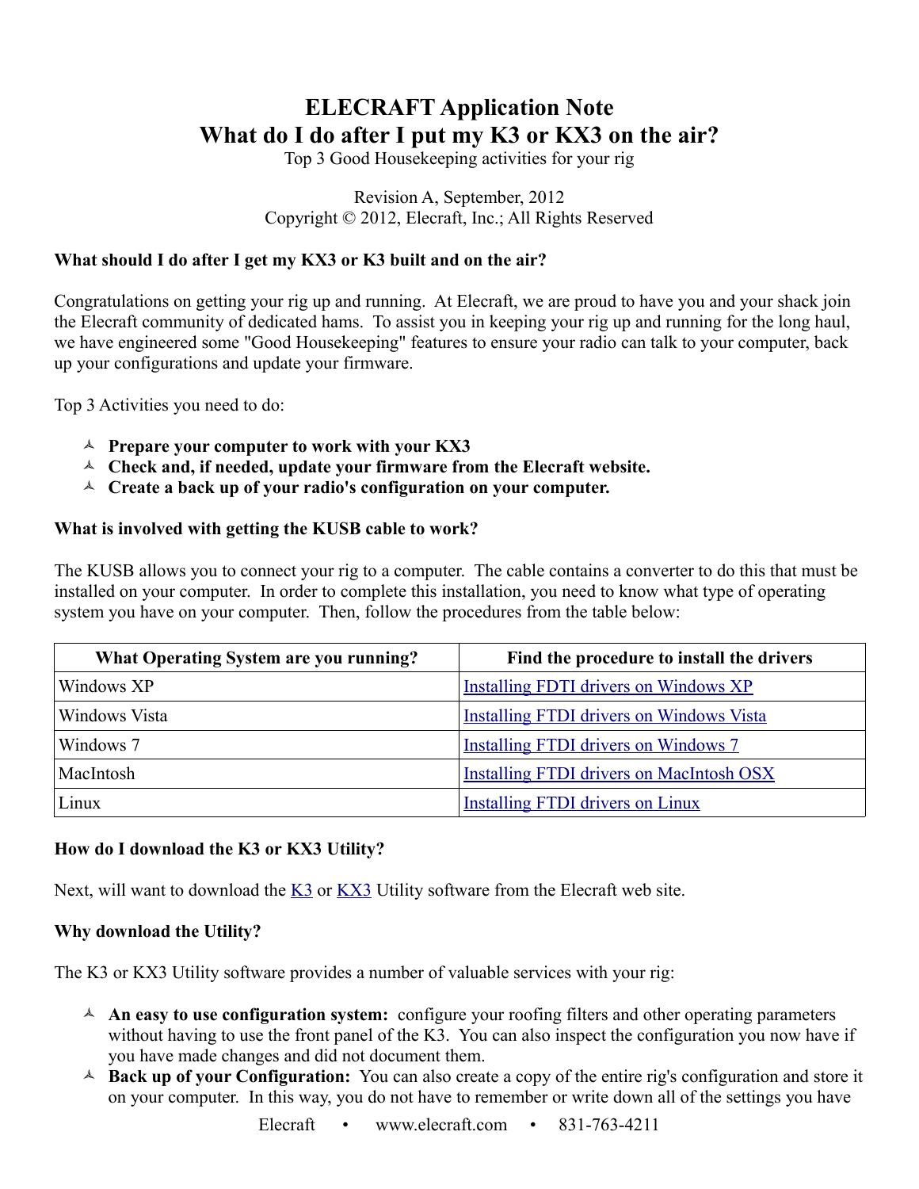# ELECRAFT Application Note
# What do I do after I put my K3 or KX3 on the air?

Top 3 Good Housekeeping activities for your rig

Revision A, September, 2012
Copyright © 2012, Elecraft, Inc.; All Rights Reserved

### What should I do after I get my KX3 or K3 built and on the air?

Congratulations on getting your rig up and running. At Elecraft, we are proud to have you and your shack join the Elecraft community of dedicated hams. To assist you in keeping your rig up and running for the long haul, we have engineered some "Good Housekeeping" features to ensure your radio can talk to your computer, back up your configurations and update your firmware.

Top 3 Activities you need to do:

- **Prepare your computer to work with your KX3**
- **Check and, if needed, update your firmware from the Elecraft website.**
- **Create a back up of your radio's configuration on your computer.**

### What is involved with getting the KUSB cable to work?

The KUSB allows you to connect your rig to a computer. The cable contains a converter to do this that must be installed on your computer. In order to complete this installation, you need to know what type of operating system you have on your computer. Then, follow the procedures from the table below:

| What Operating System are you running? | Find the procedure to install the drivers |
|---|---|
| Windows XP | Installing FDTI drivers on Windows XP |
| Windows Vista | Installing FTDI drivers on Windows Vista |
| Windows 7 | Installing FTDI drivers on Windows 7 |
| MacIntosh | Installing FTDI drivers on MacIntosh OSX |
| Linux | Installing FTDI drivers on Linux |

### How do I download the K3 or KX3 Utility?

Next, will want to download the K3 or KX3 Utility software from the Elecraft web site.

### Why download the Utility?

The K3 or KX3 Utility software provides a number of valuable services with your rig:

- **An easy to use configuration system:** configure your roofing filters and other operating parameters without having to use the front panel of the K3. You can also inspect the configuration you now have if you have made changes and did not document them.
- **Back up of your Configuration:** You can also create a copy of the entire rig's configuration and store it on your computer. In this way, you do not have to remember or write down all of the settings you have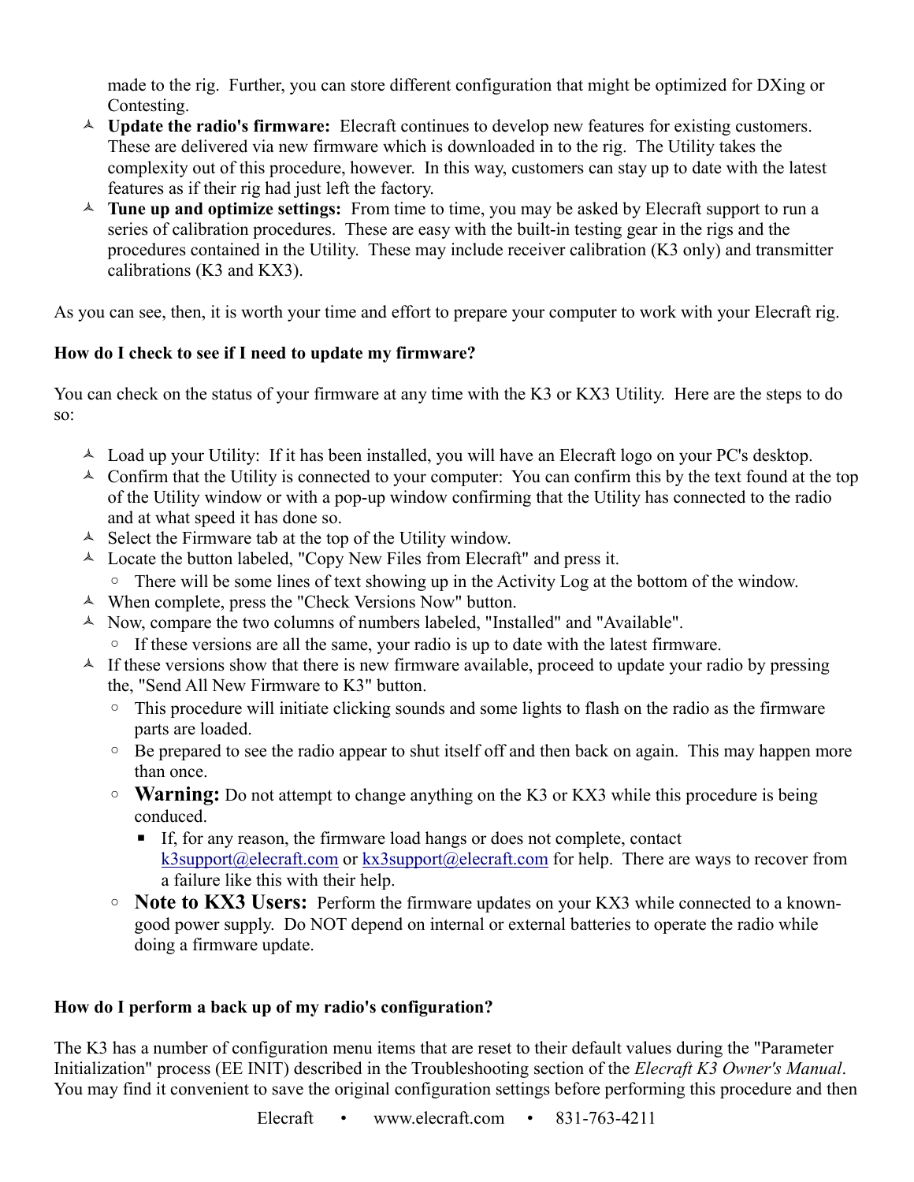made to the rig. Further, you can store different configuration that might be optimized for DXing or Contesting.

- **Update the radio's firmware:** Elecraft continues to develop new features for existing customers. These are delivered via new firmware which is downloaded in to the rig. The Utility takes the complexity out of this procedure, however. In this way, customers can stay up to date with the latest features as if their rig had just left the factory.
- **Tune up and optimize settings:** From time to time, you may be asked by Elecraft support to run a series of calibration procedures. These are easy with the built-in testing gear in the rigs and the procedures contained in the Utility. These may include receiver calibration (K3 only) and transmitter calibrations (K3 and KX3).

As you can see, then, it is worth your time and effort to prepare your computer to work with your Elecraft rig.

**How do I check to see if I need to update my firmware?**

You can check on the status of your firmware at any time with the K3 or KX3 Utility. Here are the steps to do so:

- Load up your Utility: If it has been installed, you will have an Elecraft logo on your PC's desktop.
- Confirm that the Utility is connected to your computer: You can confirm this by the text found at the top of the Utility window or with a pop-up window confirming that the Utility has connected to the radio and at what speed it has done so.
- Select the Firmware tab at the top of the Utility window.
- Locate the button labeled, "Copy New Files from Elecraft" and press it.
  - There will be some lines of text showing up in the Activity Log at the bottom of the window.
- When complete, press the "Check Versions Now" button.
- Now, compare the two columns of numbers labeled, "Installed" and "Available".
  - If these versions are all the same, your radio is up to date with the latest firmware.
- If these versions show that there is new firmware available, proceed to update your radio by pressing the, "Send All New Firmware to K3" button.
  - This procedure will initiate clicking sounds and some lights to flash on the radio as the firmware parts are loaded.
  - Be prepared to see the radio appear to shut itself off and then back on again. This may happen more than once.
  - **Warning:** Do not attempt to change anything on the K3 or KX3 while this procedure is being conduced.
    - If, for any reason, the firmware load hangs or does not complete, contact k3support@elecraft.com or kx3support@elecraft.com for help. There are ways to recover from a failure like this with their help.
  - **Note to KX3 Users:** Perform the firmware updates on your KX3 while connected to a known-good power supply. Do NOT depend on internal or external batteries to operate the radio while doing a firmware update.

**How do I perform a back up of my radio's configuration?**

The K3 has a number of configuration menu items that are reset to their default values during the "Parameter Initialization" process (EE INIT) described in the Troubleshooting section of the *Elecraft K3 Owner's Manual*. You may find it convenient to save the original configuration settings before performing this procedure and then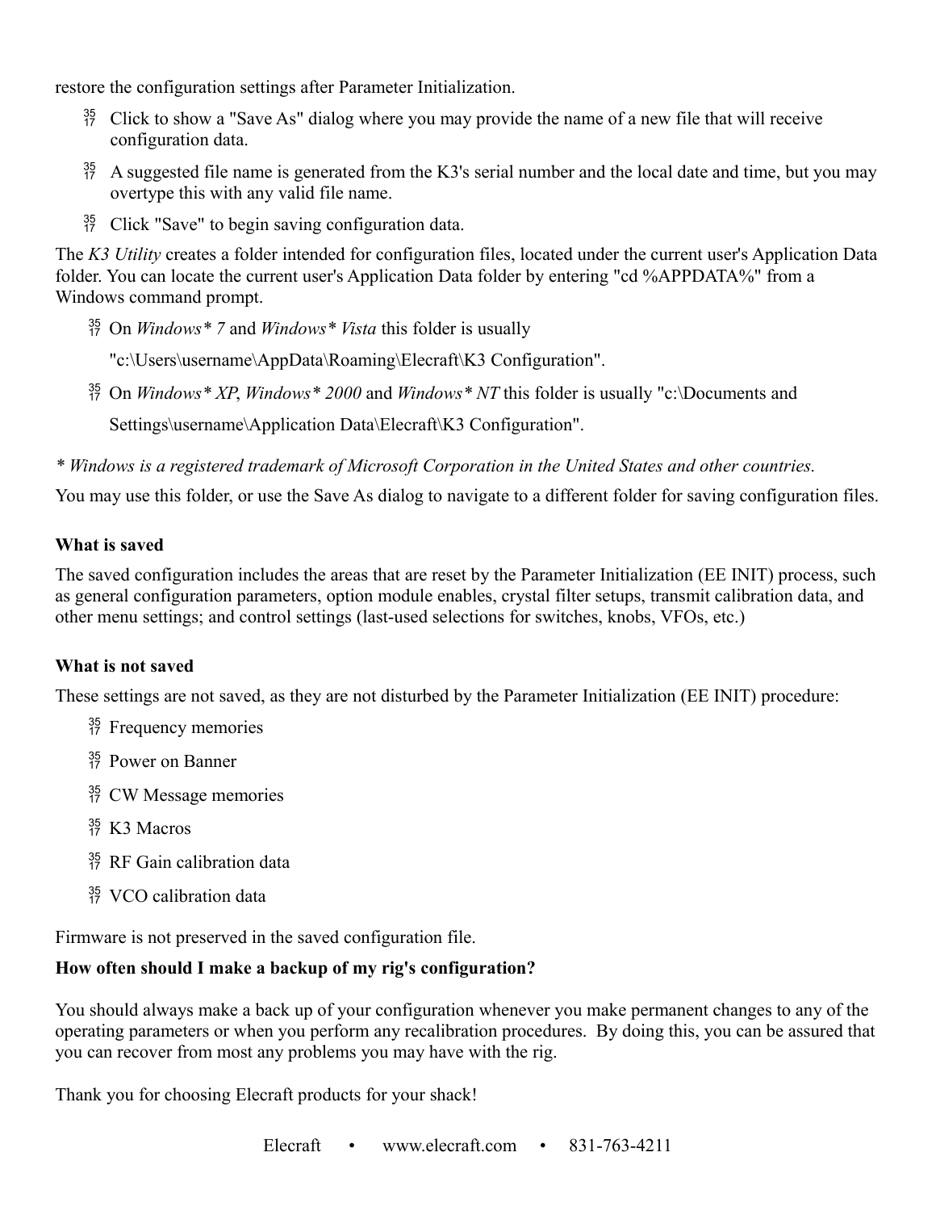restore the configuration settings after Parameter Initialization.

- Click to show a "Save As" dialog where you may provide the name of a new file that will receive configuration data.
- A suggested file name is generated from the K3's serial number and the local date and time, but you may overtype this with any valid file name.
- Click "Save" to begin saving configuration data.

The *K3 Utility* creates a folder intended for configuration files, located under the current user's Application Data folder. You can locate the current user's Application Data folder by entering "cd %APPDATA%" from a Windows command prompt.

- On *Windows* 7* and *Windows* Vista* this folder is usually

  "c:\Users\username\AppData\Roaming\Elecraft\K3 Configuration".

- On *Windows* XP*, *Windows* 2000* and *Windows* NT* this folder is usually "c:\Documents and Settings\username\Application Data\Elecraft\K3 Configuration".

*\* Windows is a registered trademark of Microsoft Corporation in the United States and other countries.*

You may use this folder, or use the Save As dialog to navigate to a different folder for saving configuration files.

**What is saved**

The saved configuration includes the areas that are reset by the Parameter Initialization (EE INIT) process, such as general configuration parameters, option module enables, crystal filter setups, transmit calibration data, and other menu settings; and control settings (last-used selections for switches, knobs, VFOs, etc.)

**What is not saved**

These settings are not saved, as they are not disturbed by the Parameter Initialization (EE INIT) procedure:

- Frequency memories
- Power on Banner
- CW Message memories
- K3 Macros
- RF Gain calibration data
- VCO calibration data

Firmware is not preserved in the saved configuration file.

**How often should I make a backup of my rig's configuration?**

You should always make a back up of your configuration whenever you make permanent changes to any of the operating parameters or when you perform any recalibration procedures. By doing this, you can be assured that you can recover from most any problems you may have with the rig.

Thank you for choosing Elecraft products for your shack!